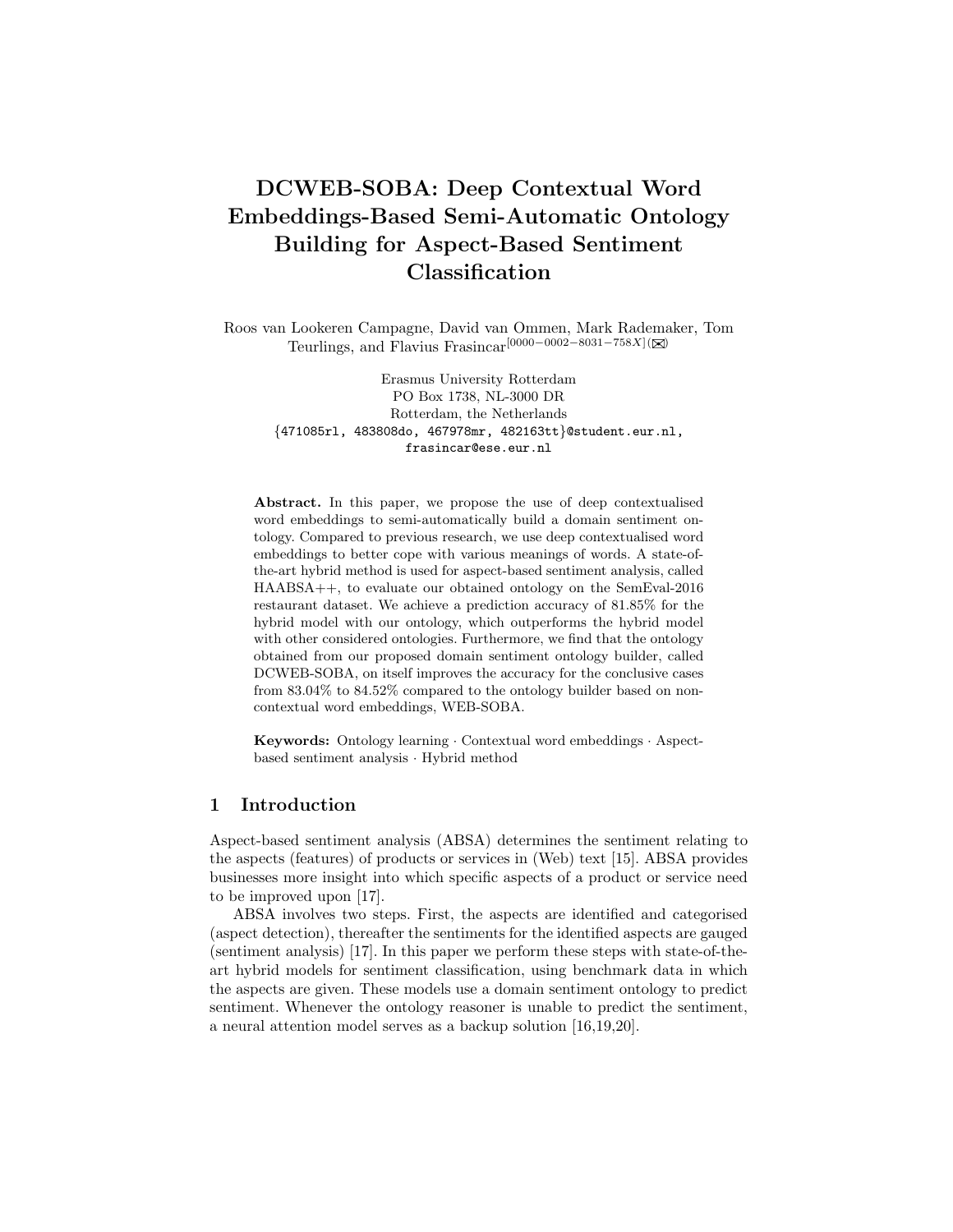# DCWEB-SOBA: Deep Contextual Word Embeddings-Based Semi-Automatic Ontology Building for Aspect-Based Sentiment Classification

Roos van Lookeren Campagne, David van Ommen, Mark Rademaker, Tom Teurlings, and Flavius Frasincar[0000−0002−8031−758X] (✉)

Erasmus University Rotterdam
PO Box 1738, NL-3000 DR
Rotterdam, the Netherlands
{471085rl, 483808do, 467978mr, 482163tt}@student.eur.nl,
frasincar@ese.eur.nl

**Abstract.** In this paper, we propose the use of deep contextualised word embeddings to semi-automatically build a domain sentiment ontology. Compared to previous research, we use deep contextualised word embeddings to better cope with various meanings of words. A state-of-the-art hybrid method is used for aspect-based sentiment analysis, called HAABSA++, to evaluate our obtained ontology on the SemEval-2016 restaurant dataset. We achieve a prediction accuracy of 81.85% for the hybrid model with our ontology, which outperforms the hybrid model with other considered ontologies. Furthermore, we find that the ontology obtained from our proposed domain sentiment ontology builder, called DCWEB-SOBA, on itself improves the accuracy for the conclusive cases from 83.04% to 84.52% compared to the ontology builder based on non-contextual word embeddings, WEB-SOBA.

**Keywords:** Ontology learning · Contextual word embeddings · Aspect-based sentiment analysis · Hybrid method

## 1 Introduction

Aspect-based sentiment analysis (ABSA) determines the sentiment relating to the aspects (features) of products or services in (Web) text [15]. ABSA provides businesses more insight into which specific aspects of a product or service need to be improved upon [17].

ABSA involves two steps. First, the aspects are identified and categorised (aspect detection), thereafter the sentiments for the identified aspects are gauged (sentiment analysis) [17]. In this paper we perform these steps with state-of-the-art hybrid models for sentiment classification, using benchmark data in which the aspects are given. These models use a domain sentiment ontology to predict sentiment. Whenever the ontology reasoner is unable to predict the sentiment, a neural attention model serves as a backup solution [16,19,20].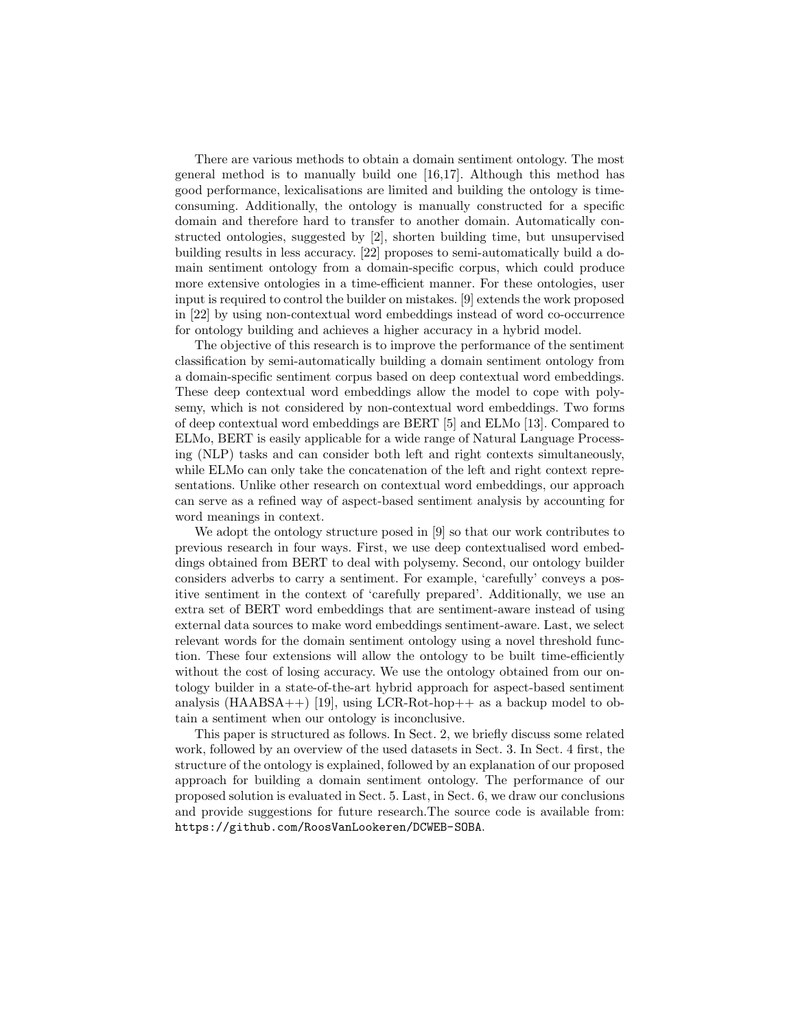There are various methods to obtain a domain sentiment ontology. The most general method is to manually build one [16,17]. Although this method has good performance, lexicalisations are limited and building the ontology is time-consuming. Additionally, the ontology is manually constructed for a specific domain and therefore hard to transfer to another domain. Automatically constructed ontologies, suggested by [2], shorten building time, but unsupervised building results in less accuracy. [22] proposes to semi-automatically build a domain sentiment ontology from a domain-specific corpus, which could produce more extensive ontologies in a time-efficient manner. For these ontologies, user input is required to control the builder on mistakes. [9] extends the work proposed in [22] by using non-contextual word embeddings instead of word co-occurrence for ontology building and achieves a higher accuracy in a hybrid model.

The objective of this research is to improve the performance of the sentiment classification by semi-automatically building a domain sentiment ontology from a domain-specific sentiment corpus based on deep contextual word embeddings. These deep contextual word embeddings allow the model to cope with polysemy, which is not considered by non-contextual word embeddings. Two forms of deep contextual word embeddings are BERT [5] and ELMo [13]. Compared to ELMo, BERT is easily applicable for a wide range of Natural Language Processing (NLP) tasks and can consider both left and right contexts simultaneously, while ELMo can only take the concatenation of the left and right context representations. Unlike other research on contextual word embeddings, our approach can serve as a refined way of aspect-based sentiment analysis by accounting for word meanings in context.

We adopt the ontology structure posed in [9] so that our work contributes to previous research in four ways. First, we use deep contextualised word embeddings obtained from BERT to deal with polysemy. Second, our ontology builder considers adverbs to carry a sentiment. For example, 'carefully' conveys a positive sentiment in the context of 'carefully prepared'. Additionally, we use an extra set of BERT word embeddings that are sentiment-aware instead of using external data sources to make word embeddings sentiment-aware. Last, we select relevant words for the domain sentiment ontology using a novel threshold function. These four extensions will allow the ontology to be built time-efficiently without the cost of losing accuracy. We use the ontology obtained from our ontology builder in a state-of-the-art hybrid approach for aspect-based sentiment analysis (HAABSA++) [19], using LCR-Rot-hop++ as a backup model to obtain a sentiment when our ontology is inconclusive.

This paper is structured as follows. In Sect. 2, we briefly discuss some related work, followed by an overview of the used datasets in Sect. 3. In Sect. 4 first, the structure of the ontology is explained, followed by an explanation of our proposed approach for building a domain sentiment ontology. The performance of our proposed solution is evaluated in Sect. 5. Last, in Sect. 6, we draw our conclusions and provide suggestions for future research.The source code is available from: `https://github.com/RoosVanLookeren/DCWEB-SOBA`.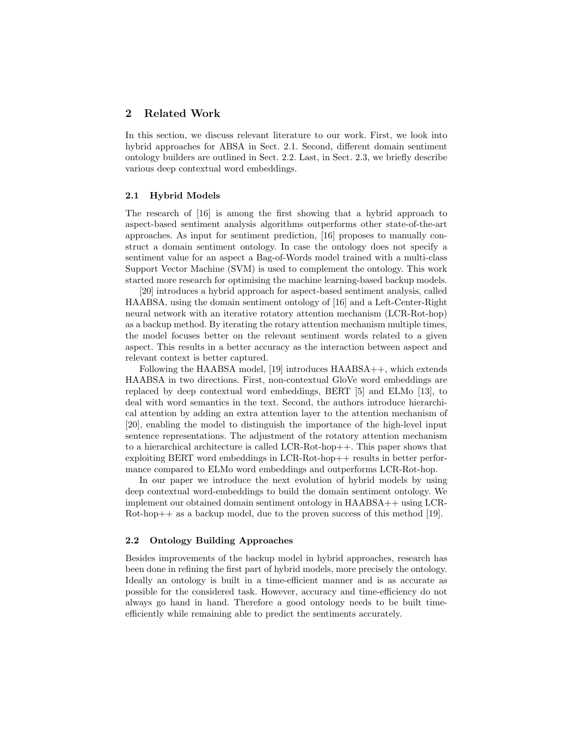## 2 Related Work

In this section, we discuss relevant literature to our work. First, we look into hybrid approaches for ABSA in Sect. 2.1. Second, different domain sentiment ontology builders are outlined in Sect. 2.2. Last, in Sect. 2.3, we briefly describe various deep contextual word embeddings.

### 2.1 Hybrid Models

The research of [16] is among the first showing that a hybrid approach to aspect-based sentiment analysis algorithms outperforms other state-of-the-art approaches. As input for sentiment prediction, [16] proposes to manually construct a domain sentiment ontology. In case the ontology does not specify a sentiment value for an aspect a Bag-of-Words model trained with a multi-class Support Vector Machine (SVM) is used to complement the ontology. This work started more research for optimising the machine learning-based backup models.

[20] introduces a hybrid approach for aspect-based sentiment analysis, called HAABSA, using the domain sentiment ontology of [16] and a Left-Center-Right neural network with an iterative rotatory attention mechanism (LCR-Rot-hop) as a backup method. By iterating the rotary attention mechanism multiple times, the model focuses better on the relevant sentiment words related to a given aspect. This results in a better accuracy as the interaction between aspect and relevant context is better captured.

Following the HAABSA model, [19] introduces HAABSA++, which extends HAABSA in two directions. First, non-contextual GloVe word embeddings are replaced by deep contextual word embeddings, BERT [5] and ELMo [13], to deal with word semantics in the text. Second, the authors introduce hierarchical attention by adding an extra attention layer to the attention mechanism of [20], enabling the model to distinguish the importance of the high-level input sentence representations. The adjustment of the rotatory attention mechanism to a hierarchical architecture is called LCR-Rot-hop++. This paper shows that exploiting BERT word embeddings in LCR-Rot-hop++ results in better performance compared to ELMo word embeddings and outperforms LCR-Rot-hop.

In our paper we introduce the next evolution of hybrid models by using deep contextual word-embeddings to build the domain sentiment ontology. We implement our obtained domain sentiment ontology in HAABSA++ using LCR-Rot-hop++ as a backup model, due to the proven success of this method [19].

### 2.2 Ontology Building Approaches

Besides improvements of the backup model in hybrid approaches, research has been done in refining the first part of hybrid models, more precisely the ontology. Ideally an ontology is built in a time-efficient manner and is as accurate as possible for the considered task. However, accuracy and time-efficiency do not always go hand in hand. Therefore a good ontology needs to be built time-efficiently while remaining able to predict the sentiments accurately.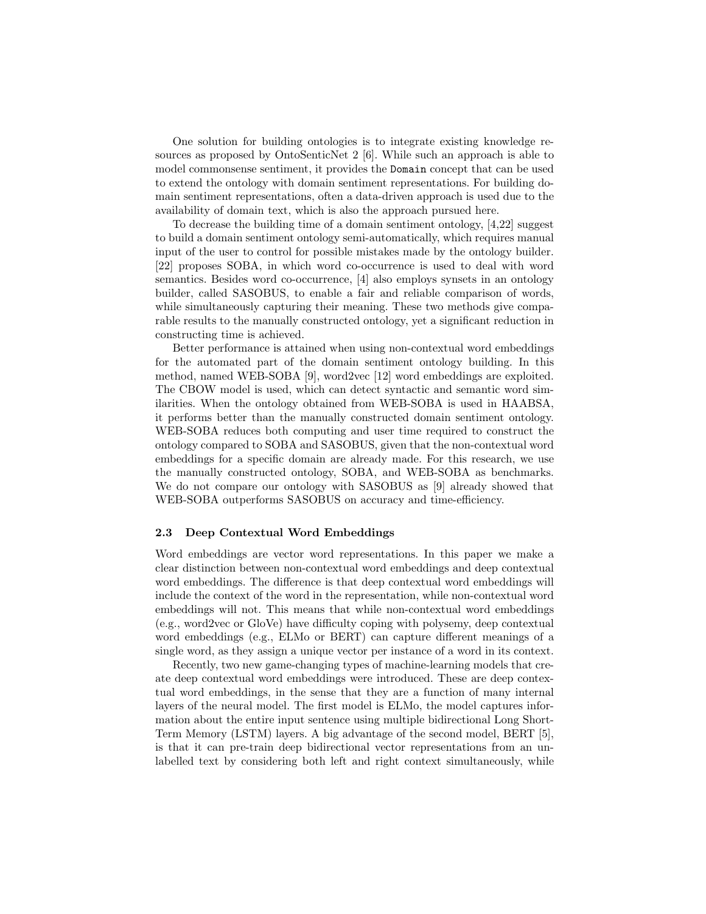One solution for building ontologies is to integrate existing knowledge resources as proposed by OntoSenticNet 2 [6]. While such an approach is able to model commonsense sentiment, it provides the `Domain` concept that can be used to extend the ontology with domain sentiment representations. For building domain sentiment representations, often a data-driven approach is used due to the availability of domain text, which is also the approach pursued here.

To decrease the building time of a domain sentiment ontology, [4,22] suggest to build a domain sentiment ontology semi-automatically, which requires manual input of the user to control for possible mistakes made by the ontology builder. [22] proposes SOBA, in which word co-occurrence is used to deal with word semantics. Besides word co-occurrence, [4] also employs synsets in an ontology builder, called SASOBUS, to enable a fair and reliable comparison of words, while simultaneously capturing their meaning. These two methods give comparable results to the manually constructed ontology, yet a significant reduction in constructing time is achieved.

Better performance is attained when using non-contextual word embeddings for the automated part of the domain sentiment ontology building. In this method, named WEB-SOBA [9], word2vec [12] word embeddings are exploited. The CBOW model is used, which can detect syntactic and semantic word similarities. When the ontology obtained from WEB-SOBA is used in HAABSA, it performs better than the manually constructed domain sentiment ontology. WEB-SOBA reduces both computing and user time required to construct the ontology compared to SOBA and SASOBUS, given that the non-contextual word embeddings for a specific domain are already made. For this research, we use the manually constructed ontology, SOBA, and WEB-SOBA as benchmarks. We do not compare our ontology with SASOBUS as [9] already showed that WEB-SOBA outperforms SASOBUS on accuracy and time-efficiency.

### 2.3 Deep Contextual Word Embeddings

Word embeddings are vector word representations. In this paper we make a clear distinction between non-contextual word embeddings and deep contextual word embeddings. The difference is that deep contextual word embeddings will include the context of the word in the representation, while non-contextual word embeddings will not. This means that while non-contextual word embeddings (e.g., word2vec or GloVe) have difficulty coping with polysemy, deep contextual word embeddings (e.g., ELMo or BERT) can capture different meanings of a single word, as they assign a unique vector per instance of a word in its context.

Recently, two new game-changing types of machine-learning models that create deep contextual word embeddings were introduced. These are deep contextual word embeddings, in the sense that they are a function of many internal layers of the neural model. The first model is ELMo, the model captures information about the entire input sentence using multiple bidirectional Long Short-Term Memory (LSTM) layers. A big advantage of the second model, BERT [5], is that it can pre-train deep bidirectional vector representations from an unlabelled text by considering both left and right context simultaneously, while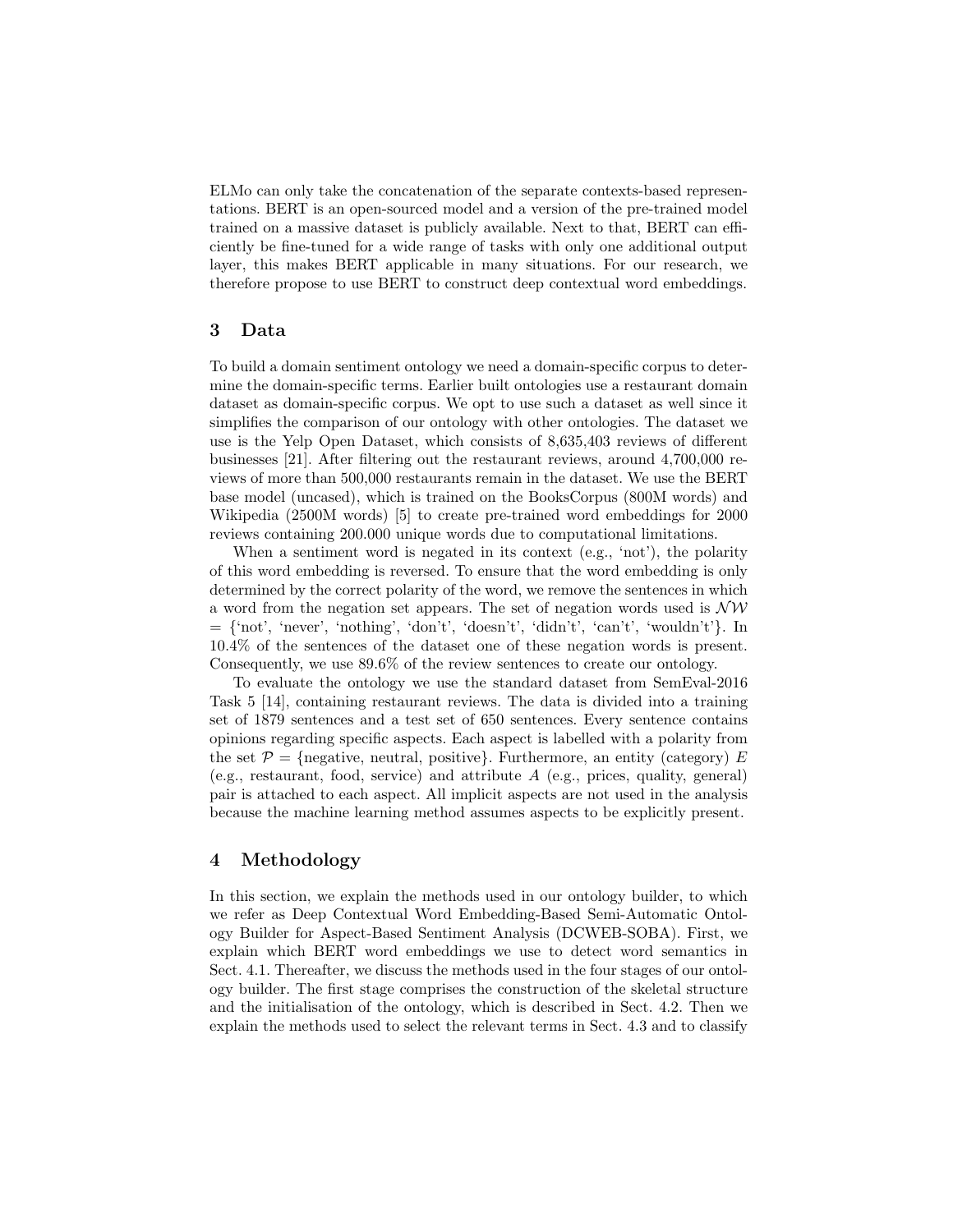ELMo can only take the concatenation of the separate contexts-based representations. BERT is an open-sourced model and a version of the pre-trained model trained on a massive dataset is publicly available. Next to that, BERT can efficiently be fine-tuned for a wide range of tasks with only one additional output layer, this makes BERT applicable in many situations. For our research, we therefore propose to use BERT to construct deep contextual word embeddings.

## 3 Data

To build a domain sentiment ontology we need a domain-specific corpus to determine the domain-specific terms. Earlier built ontologies use a restaurant domain dataset as domain-specific corpus. We opt to use such a dataset as well since it simplifies the comparison of our ontology with other ontologies. The dataset we use is the Yelp Open Dataset, which consists of 8,635,403 reviews of different businesses [21]. After filtering out the restaurant reviews, around 4,700,000 reviews of more than 500,000 restaurants remain in the dataset. We use the BERT base model (uncased), which is trained on the BooksCorpus (800M words) and Wikipedia (2500M words) [5] to create pre-trained word embeddings for 2000 reviews containing 200.000 unique words due to computational limitations.

When a sentiment word is negated in its context (e.g., 'not'), the polarity of this word embedding is reversed. To ensure that the word embedding is only determined by the correct polarity of the word, we remove the sentences in which a word from the negation set appears. The set of negation words used is $\mathcal{NW}$ = {'not', 'never', 'nothing', 'don't', 'doesn't', 'didn't', 'can't', 'wouldn't'}. In 10.4% of the sentences of the dataset one of these negation words is present. Consequently, we use 89.6% of the review sentences to create our ontology.

To evaluate the ontology we use the standard dataset from SemEval-2016 Task 5 [14], containing restaurant reviews. The data is divided into a training set of 1879 sentences and a test set of 650 sentences. Every sentence contains opinions regarding specific aspects. Each aspect is labelled with a polarity from the set $\mathcal{P}$ = {negative, neutral, positive}. Furthermore, an entity (category) $E$ (e.g., restaurant, food, service) and attribute $A$ (e.g., prices, quality, general) pair is attached to each aspect. All implicit aspects are not used in the analysis because the machine learning method assumes aspects to be explicitly present.

## 4 Methodology

In this section, we explain the methods used in our ontology builder, to which we refer as Deep Contextual Word Embedding-Based Semi-Automatic Ontology Builder for Aspect-Based Sentiment Analysis (DCWEB-SOBA). First, we explain which BERT word embeddings we use to detect word semantics in Sect. 4.1. Thereafter, we discuss the methods used in the four stages of our ontology builder. The first stage comprises the construction of the skeletal structure and the initialisation of the ontology, which is described in Sect. 4.2. Then we explain the methods used to select the relevant terms in Sect. 4.3 and to classify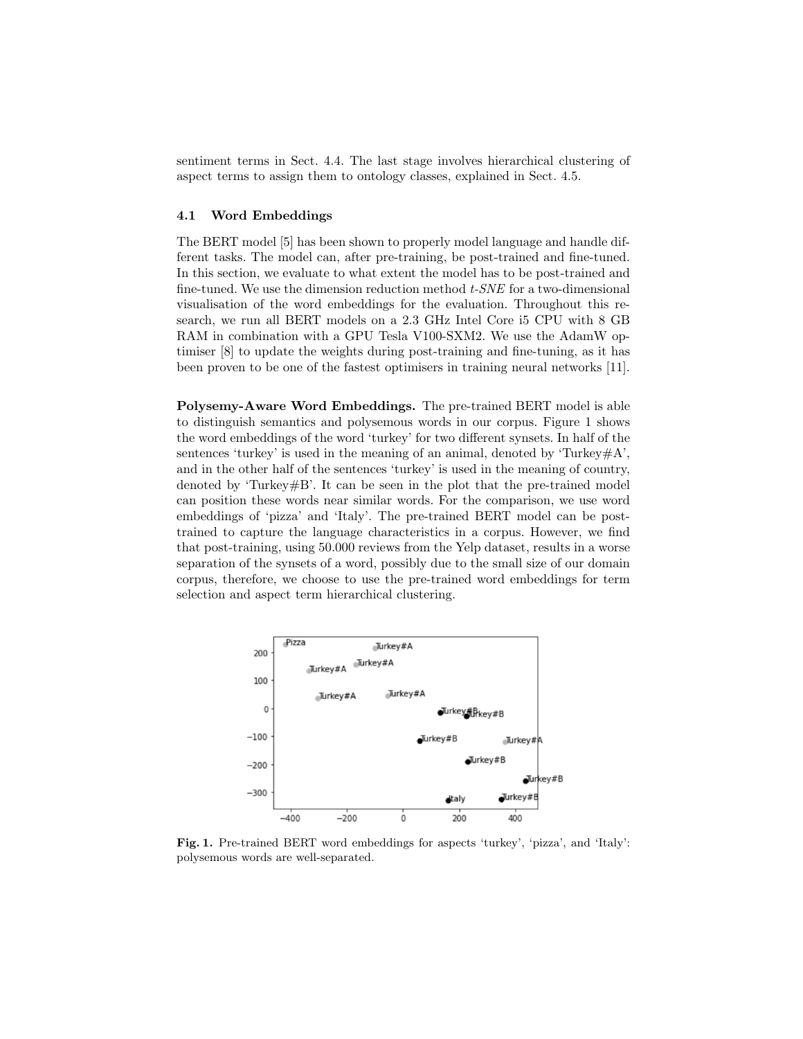sentiment terms in Sect. 4.4. The last stage involves hierarchical clustering of aspect terms to assign them to ontology classes, explained in Sect. 4.5.

### 4.1 Word Embeddings

The BERT model [5] has been shown to properly model language and handle different tasks. The model can, after pre-training, be post-trained and fine-tuned. In this section, we evaluate to what extent the model has to be post-trained and fine-tuned. We use the dimension reduction method *t-SNE* for a two-dimensional visualisation of the word embeddings for the evaluation. Throughout this research, we run all BERT models on a 2.3 GHz Intel Core i5 CPU with 8 GB RAM in combination with a GPU Tesla V100-SXM2. We use the AdamW optimiser [8] to update the weights during post-training and fine-tuning, as it has been proven to be one of the fastest optimisers in training neural networks [11].

**Polysemy-Aware Word Embeddings.** The pre-trained BERT model is able to distinguish semantics and polysemous words in our corpus. Figure 1 shows the word embeddings of the word 'turkey' for two different synsets. In half of the sentences 'turkey' is used in the meaning of an animal, denoted by 'Turkey#A', and in the other half of the sentences 'turkey' is used in the meaning of country, denoted by 'Turkey#B'. It can be seen in the plot that the pre-trained model can position these words near similar words. For the comparison, we use word embeddings of 'pizza' and 'Italy'. The pre-trained BERT model can be post-trained to capture the language characteristics in a corpus. However, we find that post-training, using 50.000 reviews from the Yelp dataset, results in a worse separation of the synsets of a word, possibly due to the small size of our domain corpus, therefore, we choose to use the pre-trained word embeddings for term selection and aspect term hierarchical clustering.

**Fig. 1.** Pre-trained BERT word embeddings for aspects 'turkey', 'pizza', and 'Italy': polysemous words are well-separated.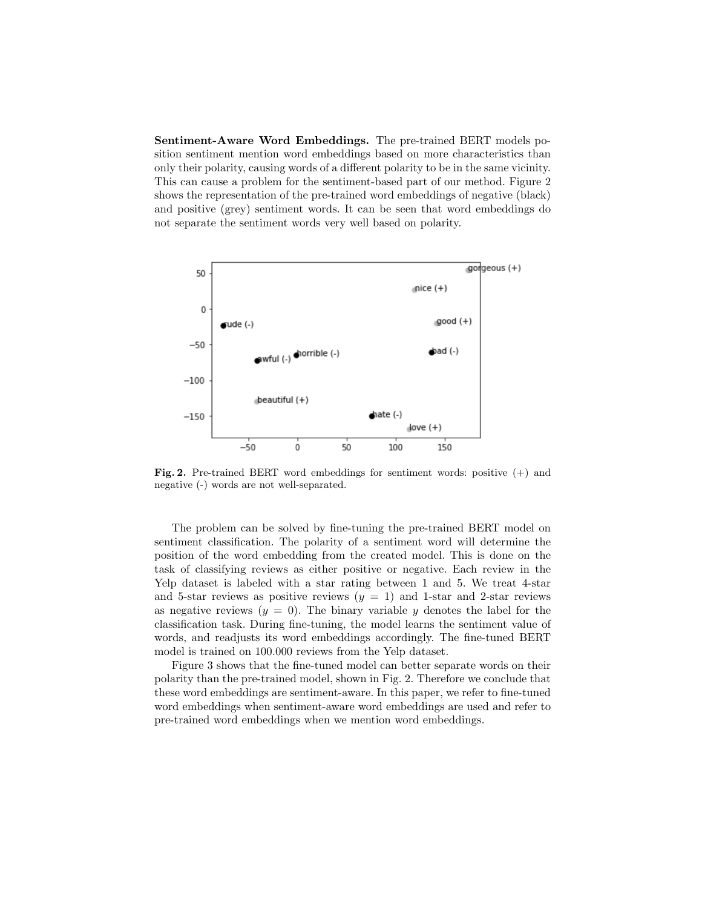**Sentiment-Aware Word Embeddings.** The pre-trained BERT models position sentiment mention word embeddings based on more characteristics than only their polarity, causing words of a different polarity to be in the same vicinity. This can cause a problem for the sentiment-based part of our method. Figure 2 shows the representation of the pre-trained word embeddings of negative (black) and positive (grey) sentiment words. It can be seen that word embeddings do not separate the sentiment words very well based on polarity.

**Fig. 2.** Pre-trained BERT word embeddings for sentiment words: positive (+) and negative (-) words are not well-separated.

The problem can be solved by fine-tuning the pre-trained BERT model on sentiment classification. The polarity of a sentiment word will determine the position of the word embedding from the created model. This is done on the task of classifying reviews as either positive or negative. Each review in the Yelp dataset is labeled with a star rating between 1 and 5. We treat 4-star and 5-star reviews as positive reviews ($y = 1$) and 1-star and 2-star reviews as negative reviews ($y = 0$). The binary variable $y$ denotes the label for the classification task. During fine-tuning, the model learns the sentiment value of words, and readjusts its word embeddings accordingly. The fine-tuned BERT model is trained on 100.000 reviews from the Yelp dataset.

Figure 3 shows that the fine-tuned model can better separate words on their polarity than the pre-trained model, shown in Fig. 2. Therefore we conclude that these word embeddings are sentiment-aware. In this paper, we refer to fine-tuned word embeddings when sentiment-aware word embeddings are used and refer to pre-trained word embeddings when we mention word embeddings.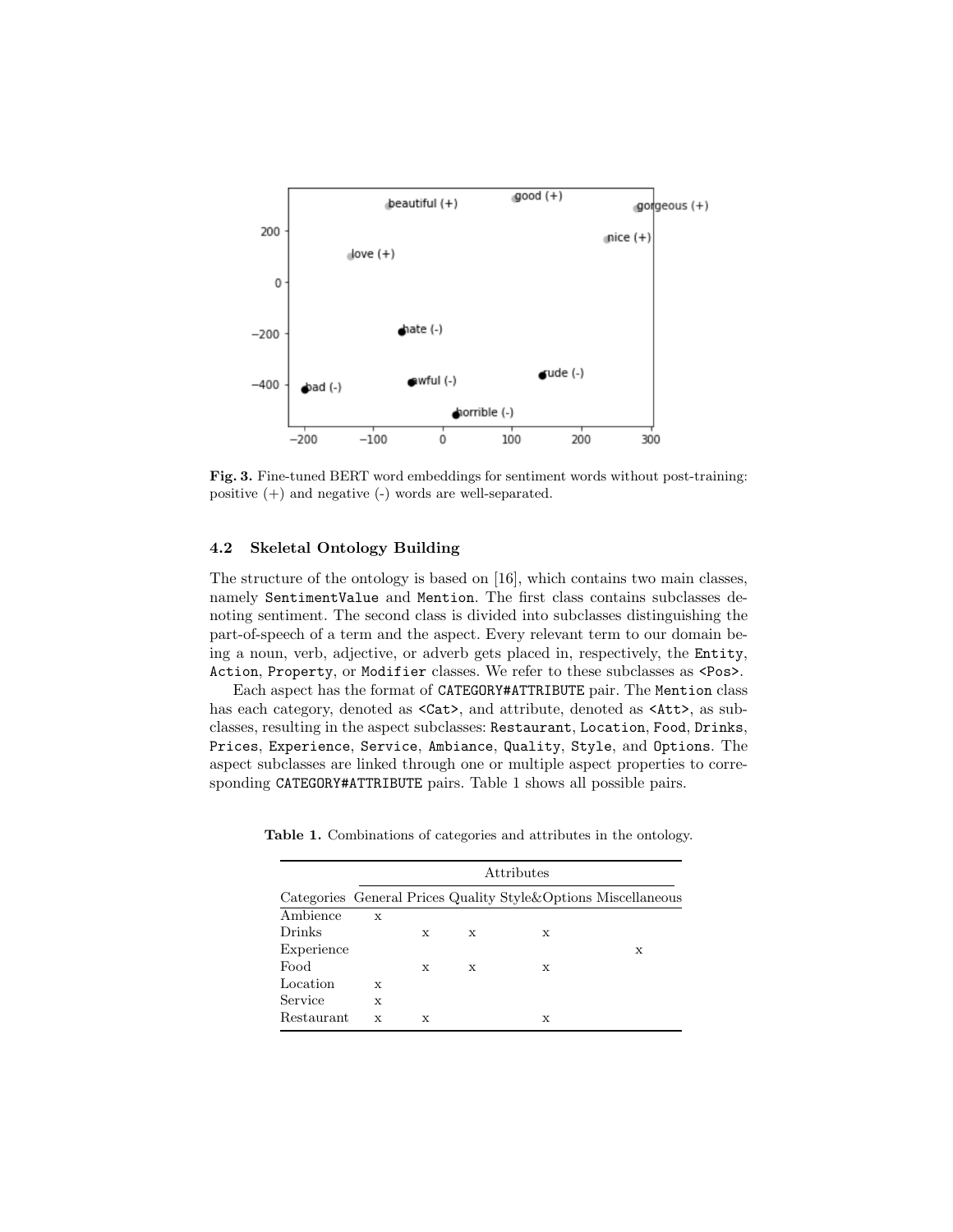**Fig. 3.** Fine-tuned BERT word embeddings for sentiment words without post-training: positive (+) and negative (-) words are well-separated.

### 4.2 Skeletal Ontology Building

The structure of the ontology is based on [16], which contains two main classes, namely `SentimentValue` and `Mention`. The first class contains subclasses denoting sentiment. The second class is divided into subclasses distinguishing the part-of-speech of a term and the aspect. Every relevant term to our domain being a noun, verb, adjective, or adverb gets placed in, respectively, the `Entity`, `Action`, `Property`, or `Modifier` classes. We refer to these subclasses as `<Pos>`.

Each aspect has the format of `CATEGORY#ATTRIBUTE` pair. The `Mention` class has each category, denoted as `<Cat>`, and attribute, denoted as `<Att>`, as subclasses, resulting in the aspect subclasses: `Restaurant`, `Location`, `Food`, `Drinks`, `Prices`, `Experience`, `Service`, `Ambiance`, `Quality`, `Style`, and `Options`. The aspect subclasses are linked through one or multiple aspect properties to corresponding `CATEGORY#ATTRIBUTE` pairs. Table 1 shows all possible pairs.

**Table 1.** Combinations of categories and attributes in the ontology.

| | Attributes | | | | |
|---|---|---|---|---|---|
| Categories | General | Prices | Quality | Style&Options | Miscellaneous |
| Ambience | x | | | | |
| Drinks | | x | x | x | |
| Experience | | | | | x |
| Food | | x | x | x | |
| Location | x | | | | |
| Service | x | | | | |
| Restaurant | x | x | | x | |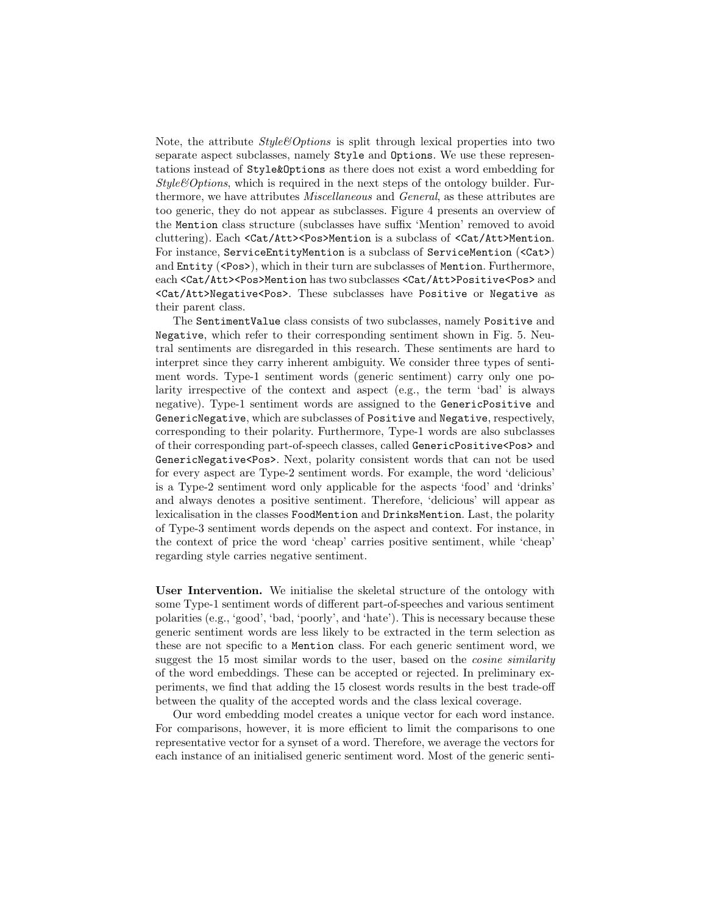Note, the attribute *Style&Options* is split through lexical properties into two separate aspect subclasses, namely `Style` and `Options`. We use these representations instead of `Style&Options` as there does not exist a word embedding for *Style&Options*, which is required in the next steps of the ontology builder. Furthermore, we have attributes *Miscellaneous* and *General*, as these attributes are too generic, they do not appear as subclasses. Figure 4 presents an overview of the `Mention` class structure (subclasses have suffix 'Mention' removed to avoid cluttering). Each `<Cat/Att><Pos>Mention` is a subclass of `<Cat/Att>Mention`. For instance, `ServiceEntityMention` is a subclass of `ServiceMention` (`<Cat>`) and `Entity` (`<Pos>`), which in their turn are subclasses of `Mention`. Furthermore, each `<Cat/Att><Pos>Mention` has two subclasses `<Cat/Att>Positive<Pos>` and `<Cat/Att>Negative<Pos>`. These subclasses have `Positive` or `Negative` as their parent class.

The `SentimentValue` class consists of two subclasses, namely `Positive` and `Negative`, which refer to their corresponding sentiment shown in Fig. 5. Neutral sentiments are disregarded in this research. These sentiments are hard to interpret since they carry inherent ambiguity. We consider three types of sentiment words. Type-1 sentiment words (generic sentiment) carry only one polarity irrespective of the context and aspect (e.g., the term 'bad' is always negative). Type-1 sentiment words are assigned to the `GenericPositive` and `GenericNegative`, which are subclasses of `Positive` and `Negative`, respectively, corresponding to their polarity. Furthermore, Type-1 words are also subclasses of their corresponding part-of-speech classes, called `GenericPositive<Pos>` and `GenericNegative<Pos>`. Next, polarity consistent words that can not be used for every aspect are Type-2 sentiment words. For example, the word 'delicious' is a Type-2 sentiment word only applicable for the aspects 'food' and 'drinks' and always denotes a positive sentiment. Therefore, 'delicious' will appear as lexicalisation in the classes `FoodMention` and `DrinksMention`. Last, the polarity of Type-3 sentiment words depends on the aspect and context. For instance, in the context of price the word 'cheap' carries positive sentiment, while 'cheap' regarding style carries negative sentiment.

**User Intervention.** We initialise the skeletal structure of the ontology with some Type-1 sentiment words of different part-of-speeches and various sentiment polarities (e.g., 'good', 'bad, 'poorly', and 'hate'). This is necessary because these generic sentiment words are less likely to be extracted in the term selection as these are not specific to a `Mention` class. For each generic sentiment word, we suggest the 15 most similar words to the user, based on the *cosine similarity* of the word embeddings. These can be accepted or rejected. In preliminary experiments, we find that adding the 15 closest words results in the best trade-off between the quality of the accepted words and the class lexical coverage.

Our word embedding model creates a unique vector for each word instance. For comparisons, however, it is more efficient to limit the comparisons to one representative vector for a synset of a word. Therefore, we average the vectors for each instance of an initialised generic sentiment word. Most of the generic senti-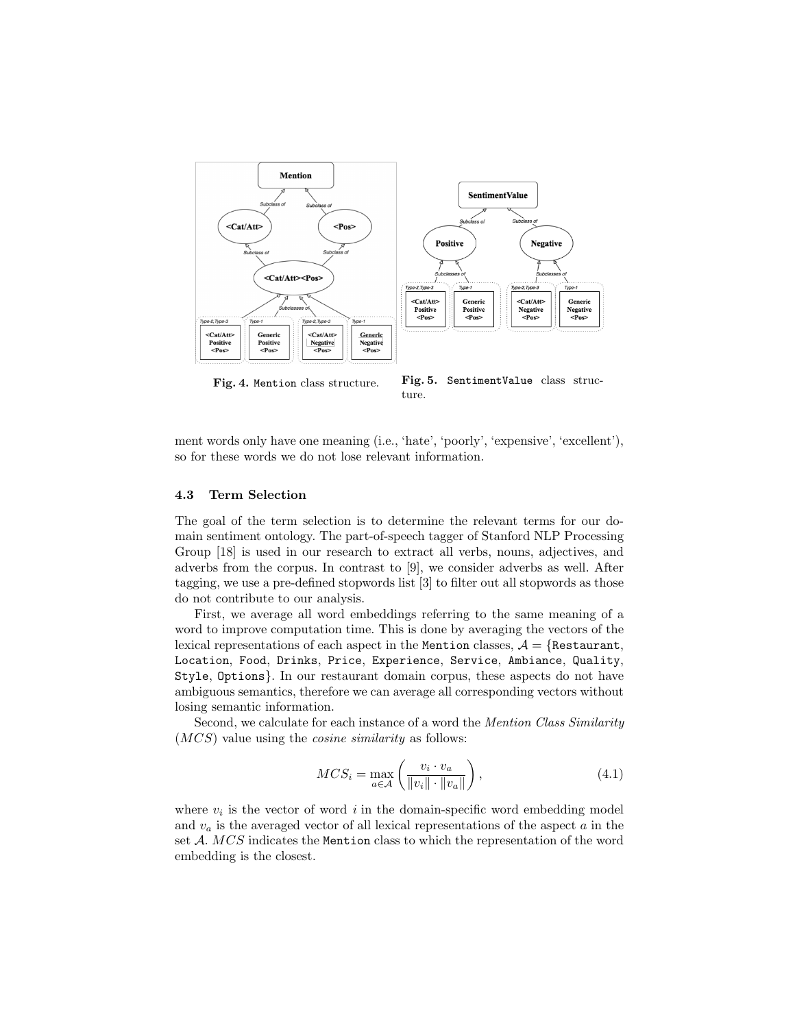**Fig. 4.** `Mention` class structure.

**Fig. 5.** `SentimentValue` class structure.

ment words only have one meaning (i.e., 'hate', 'poorly', 'expensive', 'excellent'), so for these words we do not lose relevant information.

### 4.3 Term Selection

The goal of the term selection is to determine the relevant terms for our domain sentiment ontology. The part-of-speech tagger of Stanford NLP Processing Group [18] is used in our research to extract all verbs, nouns, adjectives, and adverbs from the corpus. In contrast to [9], we consider adverbs as well. After tagging, we use a pre-defined stopwords list [3] to filter out all stopwords as those do not contribute to our analysis.

First, we average all word embeddings referring to the same meaning of a word to improve computation time. This is done by averaging the vectors of the lexical representations of each aspect in the `Mention` classes, $\mathcal{A} = \{$`Restaurant`, `Location`, `Food`, `Drinks`, `Price`, `Experience`, `Service`, `Ambiance`, `Quality`, `Style`, `Options`$\}$. In our restaurant domain corpus, these aspects do not have ambiguous semantics, therefore we can average all corresponding vectors without losing semantic information.

Second, we calculate for each instance of a word the *Mention Class Similarity* (*MCS*) value using the *cosine similarity* as follows:

$$MCS_i = \max_{a \in \mathcal{A}} \left( \frac{v_i \cdot v_a}{\|v_i\| \cdot \|v_a\|} \right), \tag{4.1}$$

where $v_i$ is the vector of word $i$ in the domain-specific word embedding model and $v_a$ is the averaged vector of all lexical representations of the aspect $a$ in the set $\mathcal{A}$. $MCS$ indicates the `Mention` class to which the representation of the word embedding is the closest.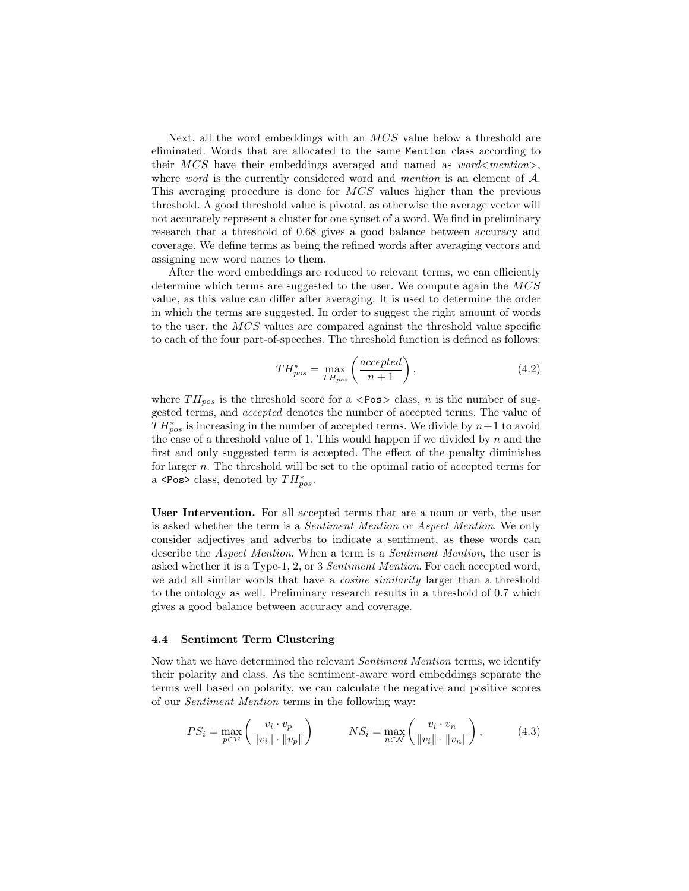Next, all the word embeddings with an $MCS$ value below a threshold are eliminated. Words that are allocated to the same `Mention` class according to their $MCS$ have their embeddings averaged and named as *word<mention>*, where *word* is the currently considered word and *mention* is an element of $\mathcal{A}$. This averaging procedure is done for $MCS$ values higher than the previous threshold. A good threshold value is pivotal, as otherwise the average vector will not accurately represent a cluster for one synset of a word. We find in preliminary research that a threshold of 0.68 gives a good balance between accuracy and coverage. We define terms as being the refined words after averaging vectors and assigning new word names to them.

After the word embeddings are reduced to relevant terms, we can efficiently determine which terms are suggested to the user. We compute again the $MCS$ value, as this value can differ after averaging. It is used to determine the order in which the terms are suggested. In order to suggest the right amount of words to the user, the $MCS$ values are compared against the threshold value specific to each of the four part-of-speeches. The threshold function is defined as follows:

$$TH^*_{pos} = \max_{TH_{pos}} \left( \frac{accepted}{n+1} \right), \tag{4.2}$$

where $TH_{pos}$ is the threshold score for a <`Pos`> class, $n$ is the number of suggested terms, and *accepted* denotes the number of accepted terms. The value of $TH^*_{pos}$ is increasing in the number of accepted terms. We divide by $n+1$ to avoid the case of a threshold value of 1. This would happen if we divided by $n$ and the first and only suggested term is accepted. The effect of the penalty diminishes for larger $n$. The threshold will be set to the optimal ratio of accepted terms for a `<Pos>` class, denoted by $TH^*_{pos}$.

**User Intervention.** For all accepted terms that are a noun or verb, the user is asked whether the term is a *Sentiment Mention* or *Aspect Mention*. We only consider adjectives and adverbs to indicate a sentiment, as these words can describe the *Aspect Mention*. When a term is a *Sentiment Mention*, the user is asked whether it is a Type-1, 2, or 3 *Sentiment Mention*. For each accepted word, we add all similar words that have a *cosine similarity* larger than a threshold to the ontology as well. Preliminary research results in a threshold of 0.7 which gives a good balance between accuracy and coverage.

### 4.4 Sentiment Term Clustering

Now that we have determined the relevant *Sentiment Mention* terms, we identify their polarity and class. As the sentiment-aware word embeddings separate the terms well based on polarity, we can calculate the negative and positive scores of our *Sentiment Mention* terms in the following way:

$$PS_i = \max_{p \in \mathcal{P}} \left( \frac{v_i \cdot v_p}{\|v_i\| \cdot \|v_p\|} \right) \qquad NS_i = \max_{n \in \mathcal{N}} \left( \frac{v_i \cdot v_n}{\|v_i\| \cdot \|v_n\|} \right), \tag{4.3}$$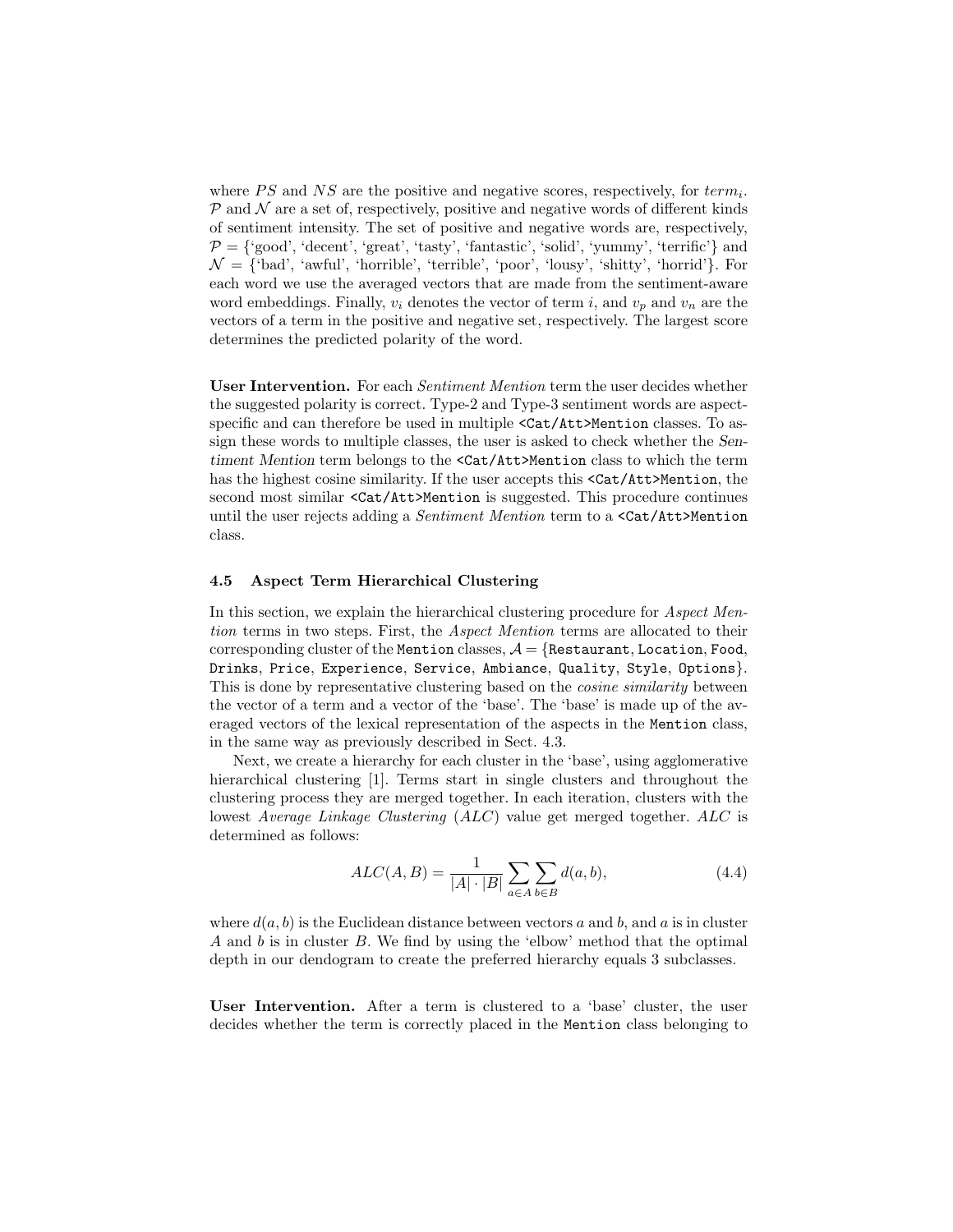where $PS$ and $NS$ are the positive and negative scores, respectively, for $term_i$. $\mathcal{P}$ and $\mathcal{N}$ are a set of, respectively, positive and negative words of different kinds of sentiment intensity. The set of positive and negative words are, respectively, $\mathcal{P}$ = {'good', 'decent', 'great', 'tasty', 'fantastic', 'solid', 'yummy', 'terrific'} and $\mathcal{N}$ = {'bad', 'awful', 'horrible', 'terrible', 'poor', 'lousy', 'shitty', 'horrid'}. For each word we use the averaged vectors that are made from the sentiment-aware word embeddings. Finally, $v_i$ denotes the vector of term $i$, and $v_p$ and $v_n$ are the vectors of a term in the positive and negative set, respectively. The largest score determines the predicted polarity of the word.

**User Intervention.** For each *Sentiment Mention* term the user decides whether the suggested polarity is correct. Type-2 and Type-3 sentiment words are aspect-specific and can therefore be used in multiple `<Cat/Att>Mention` classes. To assign these words to multiple classes, the user is asked to check whether the *Sentiment Mention* term belongs to the `<Cat/Att>Mention` class to which the term has the highest cosine similarity. If the user accepts this `<Cat/Att>Mention`, the second most similar `<Cat/Att>Mention` is suggested. This procedure continues until the user rejects adding a *Sentiment Mention* term to a `<Cat/Att>Mention` class.

### 4.5 Aspect Term Hierarchical Clustering

In this section, we explain the hierarchical clustering procedure for *Aspect Mention* terms in two steps. First, the *Aspect Mention* terms are allocated to their corresponding cluster of the `Mention` classes, $\mathcal{A}$ = {`Restaurant`, `Location`, `Food`, `Drinks`, `Price`, `Experience`, `Service`, `Ambiance`, `Quality`, `Style`, `Options`}. This is done by representative clustering based on the *cosine similarity* between the vector of a term and a vector of the 'base'. The 'base' is made up of the averaged vectors of the lexical representation of the aspects in the `Mention` class, in the same way as previously described in Sect. 4.3.

Next, we create a hierarchy for each cluster in the 'base', using agglomerative hierarchical clustering [1]. Terms start in single clusters and throughout the clustering process they are merged together. In each iteration, clusters with the lowest *Average Linkage Clustering* (*ALC*) value get merged together. *ALC* is determined as follows:

$$ALC(A, B) = \frac{1}{|A| \cdot |B|} \sum_{a \in A} \sum_{b \in B} d(a, b), \tag{4.4}$$

where $d(a, b)$ is the Euclidean distance between vectors $a$ and $b$, and $a$ is in cluster $A$ and $b$ is in cluster $B$. We find by using the 'elbow' method that the optimal depth in our dendogram to create the preferred hierarchy equals 3 subclasses.

**User Intervention.** After a term is clustered to a 'base' cluster, the user decides whether the term is correctly placed in the `Mention` class belonging to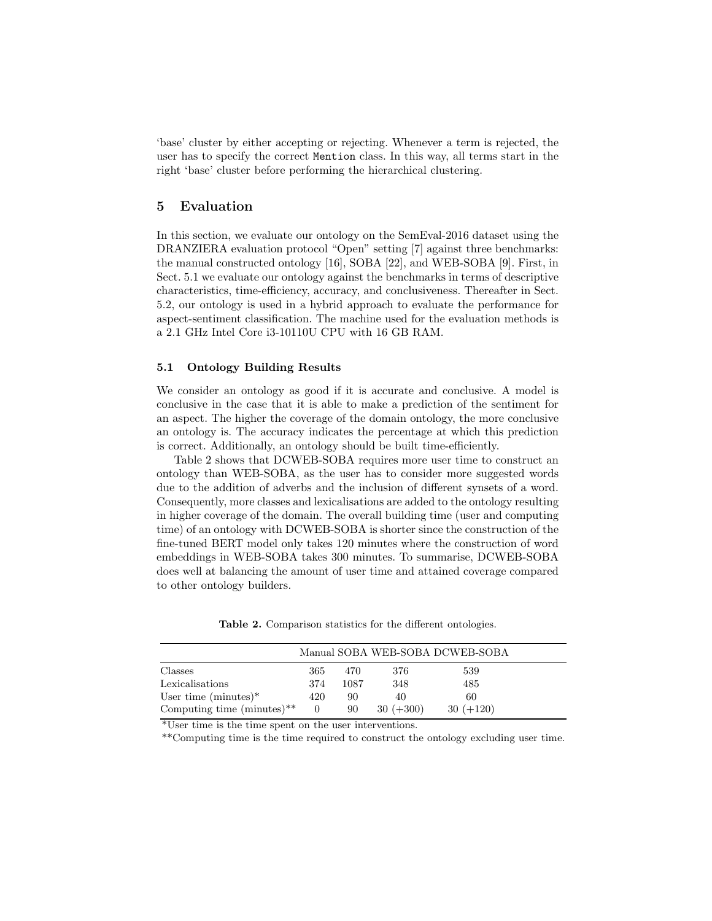'base' cluster by either accepting or rejecting. Whenever a term is rejected, the user has to specify the correct `Mention` class. In this way, all terms start in the right 'base' cluster before performing the hierarchical clustering.

## 5 Evaluation

In this section, we evaluate our ontology on the SemEval-2016 dataset using the DRANZIERA evaluation protocol "Open" setting [7] against three benchmarks: the manual constructed ontology [16], SOBA [22], and WEB-SOBA [9]. First, in Sect. 5.1 we evaluate our ontology against the benchmarks in terms of descriptive characteristics, time-efficiency, accuracy, and conclusiveness. Thereafter in Sect. 5.2, our ontology is used in a hybrid approach to evaluate the performance for aspect-sentiment classification. The machine used for the evaluation methods is a 2.1 GHz Intel Core i3-10110U CPU with 16 GB RAM.

### 5.1 Ontology Building Results

We consider an ontology as good if it is accurate and conclusive. A model is conclusive in the case that it is able to make a prediction of the sentiment for an aspect. The higher the coverage of the domain ontology, the more conclusive an ontology is. The accuracy indicates the percentage at which this prediction is correct. Additionally, an ontology should be built time-efficiently.

Table 2 shows that DCWEB-SOBA requires more user time to construct an ontology than WEB-SOBA, as the user has to consider more suggested words due to the addition of adverbs and the inclusion of different synsets of a word. Consequently, more classes and lexicalisations are added to the ontology resulting in higher coverage of the domain. The overall building time (user and computing time) of an ontology with DCWEB-SOBA is shorter since the construction of the fine-tuned BERT model only takes 120 minutes where the construction of word embeddings in WEB-SOBA takes 300 minutes. To summarise, DCWEB-SOBA does well at balancing the amount of user time and attained coverage compared to other ontology builders.

**Table 2.** Comparison statistics for the different ontologies.

| | Manual | SOBA | WEB-SOBA | DCWEB-SOBA |
|---|---|---|---|---|
| Classes | 365 | 470 | 376 | 539 |
| Lexicalisations | 374 | 1087 | 348 | 485 |
| User time (minutes)* | 420 | 90 | 40 | 60 |
| Computing time (minutes)** | 0 | 90 | 30 (+300) | 30 (+120) |

*User time is the time spent on the user interventions.

**Computing time is the time required to construct the ontology excluding user time.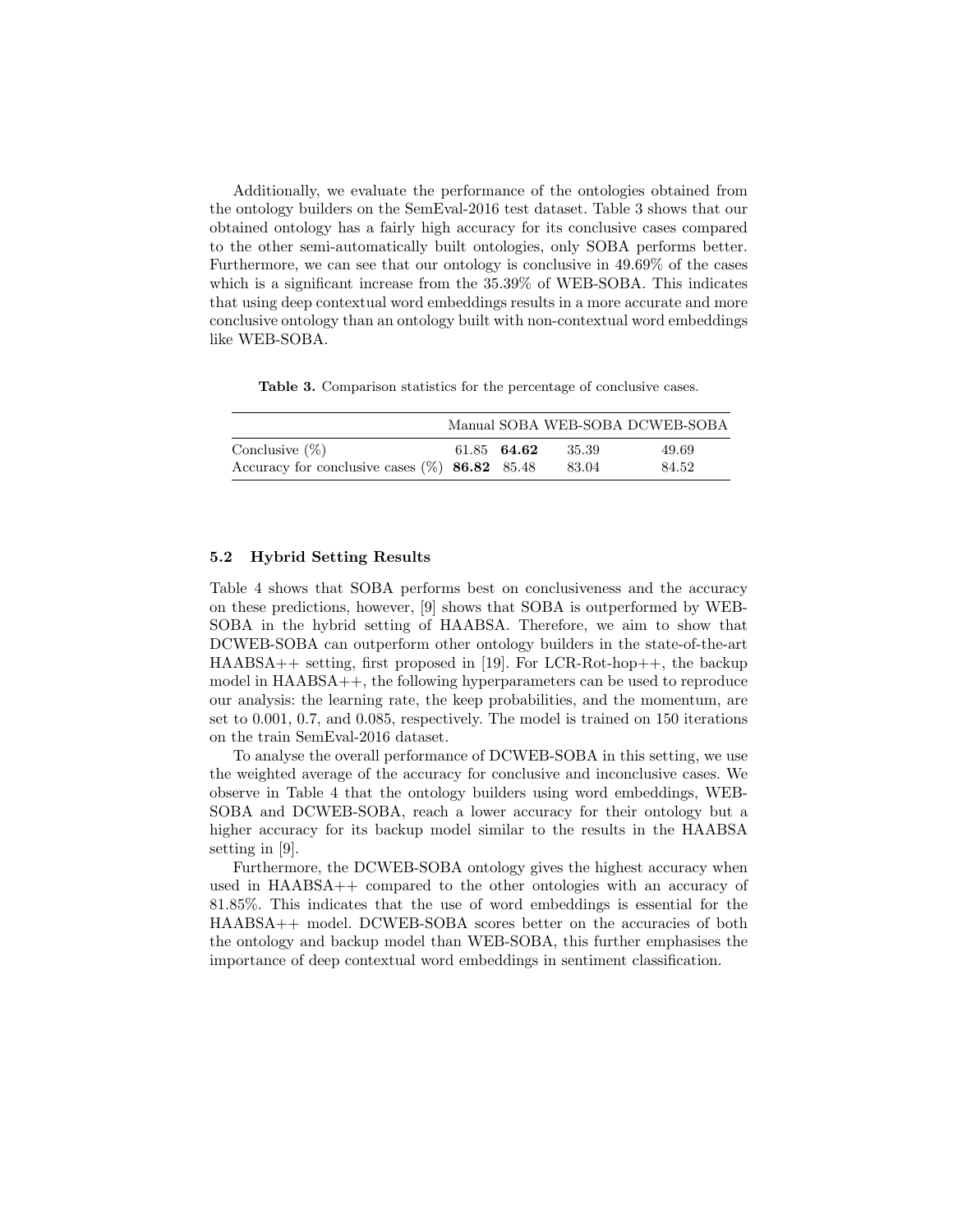Additionally, we evaluate the performance of the ontologies obtained from the ontology builders on the SemEval-2016 test dataset. Table 3 shows that our obtained ontology has a fairly high accuracy for its conclusive cases compared to the other semi-automatically built ontologies, only SOBA performs better. Furthermore, we can see that our ontology is conclusive in 49.69% of the cases which is a significant increase from the 35.39% of WEB-SOBA. This indicates that using deep contextual word embeddings results in a more accurate and more conclusive ontology than an ontology built with non-contextual word embeddings like WEB-SOBA.

**Table 3.** Comparison statistics for the percentage of conclusive cases.

| | Manual | SOBA | WEB-SOBA | DCWEB-SOBA |
|---|---|---|---|---|
| Conclusive (%) | 61.85 | **64.62** | 35.39 | 49.69 |
| Accuracy for conclusive cases (%) | **86.82** | 85.48 | 83.04 | 84.52 |

### 5.2 Hybrid Setting Results

Table 4 shows that SOBA performs best on conclusiveness and the accuracy on these predictions, however, [9] shows that SOBA is outperformed by WEB-SOBA in the hybrid setting of HAABSA. Therefore, we aim to show that DCWEB-SOBA can outperform other ontology builders in the state-of-the-art HAABSA++ setting, first proposed in [19]. For LCR-Rot-hop++, the backup model in HAABSA++, the following hyperparameters can be used to reproduce our analysis: the learning rate, the keep probabilities, and the momentum, are set to 0.001, 0.7, and 0.085, respectively. The model is trained on 150 iterations on the train SemEval-2016 dataset.

To analyse the overall performance of DCWEB-SOBA in this setting, we use the weighted average of the accuracy for conclusive and inconclusive cases. We observe in Table 4 that the ontology builders using word embeddings, WEB-SOBA and DCWEB-SOBA, reach a lower accuracy for their ontology but a higher accuracy for its backup model similar to the results in the HAABSA setting in [9].

Furthermore, the DCWEB-SOBA ontology gives the highest accuracy when used in HAABSA++ compared to the other ontologies with an accuracy of 81.85%. This indicates that the use of word embeddings is essential for the HAABSA++ model. DCWEB-SOBA scores better on the accuracies of both the ontology and backup model than WEB-SOBA, this further emphasises the importance of deep contextual word embeddings in sentiment classification.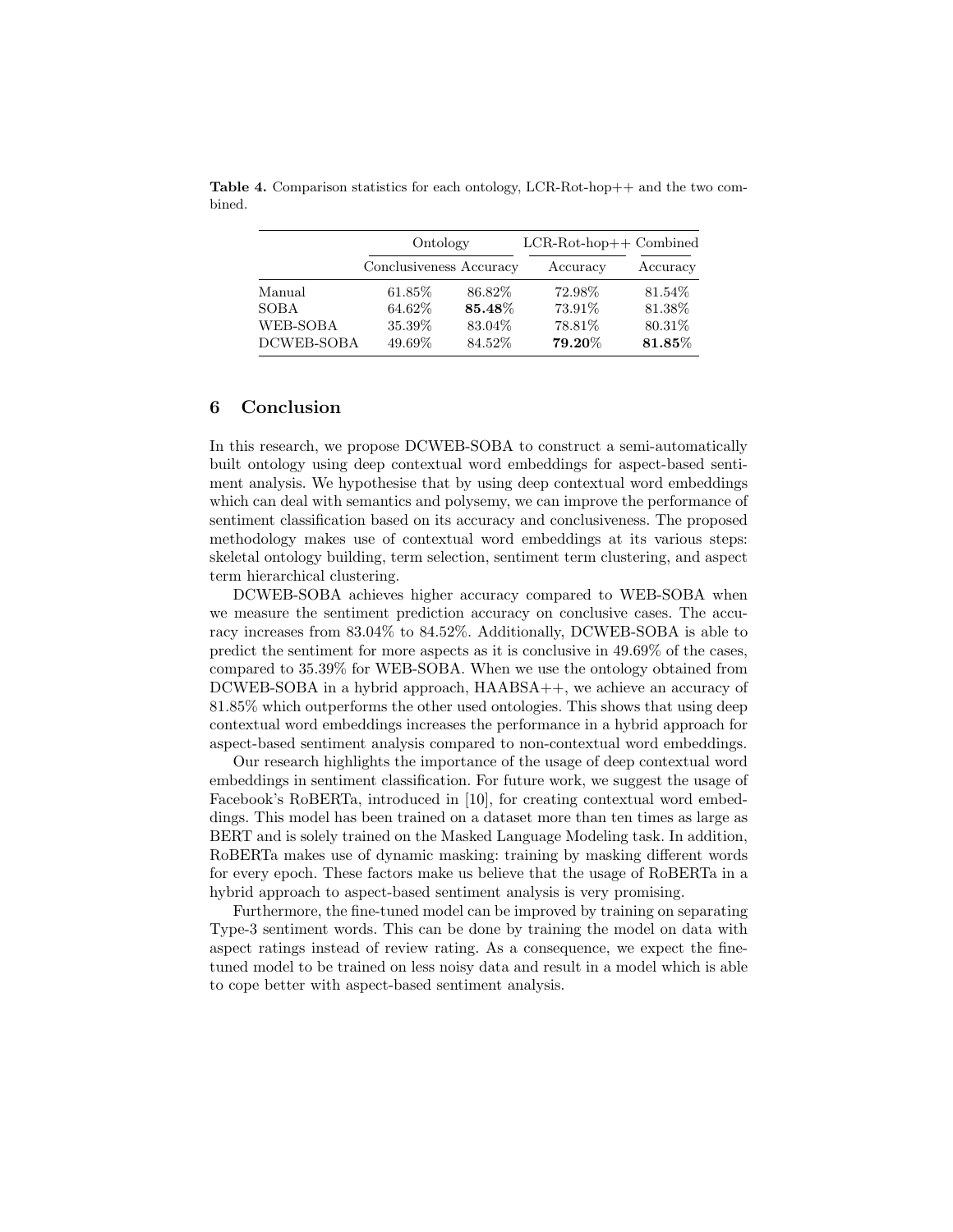**Table 4.** Comparison statistics for each ontology, LCR-Rot-hop++ and the two combined.

| | Ontology | | LCR-Rot-hop++ | Combined |
|---|---|---|---|---|
| | Conclusiveness | Accuracy | Accuracy | Accuracy |
| Manual | 61.85% | 86.82% | 72.98% | 81.54% |
| SOBA | 64.62% | **85.48%** | 73.91% | 81.38% |
| WEB-SOBA | 35.39% | 83.04% | 78.81% | 80.31% |
| DCWEB-SOBA | 49.69% | 84.52% | **79.20%** | **81.85%** |

## 6 Conclusion

In this research, we propose DCWEB-SOBA to construct a semi-automatically built ontology using deep contextual word embeddings for aspect-based sentiment analysis. We hypothesise that by using deep contextual word embeddings which can deal with semantics and polysemy, we can improve the performance of sentiment classification based on its accuracy and conclusiveness. The proposed methodology makes use of contextual word embeddings at its various steps: skeletal ontology building, term selection, sentiment term clustering, and aspect term hierarchical clustering.

DCWEB-SOBA achieves higher accuracy compared to WEB-SOBA when we measure the sentiment prediction accuracy on conclusive cases. The accuracy increases from 83.04% to 84.52%. Additionally, DCWEB-SOBA is able to predict the sentiment for more aspects as it is conclusive in 49.69% of the cases, compared to 35.39% for WEB-SOBA. When we use the ontology obtained from DCWEB-SOBA in a hybrid approach, HAABSA++, we achieve an accuracy of 81.85% which outperforms the other used ontologies. This shows that using deep contextual word embeddings increases the performance in a hybrid approach for aspect-based sentiment analysis compared to non-contextual word embeddings.

Our research highlights the importance of the usage of deep contextual word embeddings in sentiment classification. For future work, we suggest the usage of Facebook's RoBERTa, introduced in [10], for creating contextual word embeddings. This model has been trained on a dataset more than ten times as large as BERT and is solely trained on the Masked Language Modeling task. In addition, RoBERTa makes use of dynamic masking: training by masking different words for every epoch. These factors make us believe that the usage of RoBERTa in a hybrid approach to aspect-based sentiment analysis is very promising.

Furthermore, the fine-tuned model can be improved by training on separating Type-3 sentiment words. This can be done by training the model on data with aspect ratings instead of review rating. As a consequence, we expect the fine-tuned model to be trained on less noisy data and result in a model which is able to cope better with aspect-based sentiment analysis.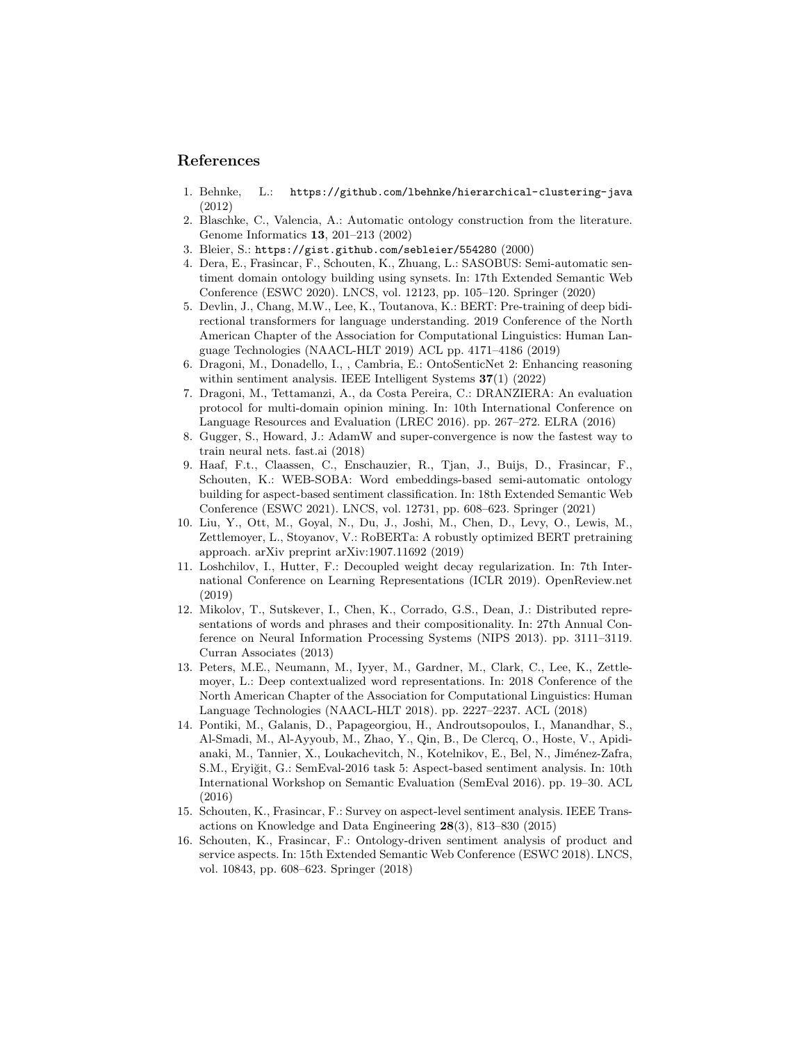## References

1. Behnke, L.: `https://github.com/lbehnke/hierarchical-clustering-java` (2012)
2. Blaschke, C., Valencia, A.: Automatic ontology construction from the literature. Genome Informatics **13**, 201–213 (2002)
3. Bleier, S.: `https://gist.github.com/sebleier/554280` (2000)
4. Dera, E., Frasincar, F., Schouten, K., Zhuang, L.: SASOBUS: Semi-automatic sentiment domain ontology building using synsets. In: 17th Extended Semantic Web Conference (ESWC 2020). LNCS, vol. 12123, pp. 105–120. Springer (2020)
5. Devlin, J., Chang, M.W., Lee, K., Toutanova, K.: BERT: Pre-training of deep bidirectional transformers for language understanding. 2019 Conference of the North American Chapter of the Association for Computational Linguistics: Human Language Technologies (NAACL-HLT 2019) ACL pp. 4171–4186 (2019)
6. Dragoni, M., Donadello, I., , Cambria, E.: OntoSenticNet 2: Enhancing reasoning within sentiment analysis. IEEE Intelligent Systems **37**(1) (2022)
7. Dragoni, M., Tettamanzi, A., da Costa Pereira, C.: DRANZIERA: An evaluation protocol for multi-domain opinion mining. In: 10th International Conference on Language Resources and Evaluation (LREC 2016). pp. 267–272. ELRA (2016)
8. Gugger, S., Howard, J.: AdamW and super-convergence is now the fastest way to train neural nets. fast.ai (2018)
9. Haaf, F.t., Claassen, C., Enschauzier, R., Tjan, J., Buijs, D., Frasincar, F., Schouten, K.: WEB-SOBA: Word embeddings-based semi-automatic ontology building for aspect-based sentiment classification. In: 18th Extended Semantic Web Conference (ESWC 2021). LNCS, vol. 12731, pp. 608–623. Springer (2021)
10. Liu, Y., Ott, M., Goyal, N., Du, J., Joshi, M., Chen, D., Levy, O., Lewis, M., Zettlemoyer, L., Stoyanov, V.: RoBERTa: A robustly optimized BERT pretraining approach. arXiv preprint arXiv:1907.11692 (2019)
11. Loshchilov, I., Hutter, F.: Decoupled weight decay regularization. In: 7th International Conference on Learning Representations (ICLR 2019). OpenReview.net (2019)
12. Mikolov, T., Sutskever, I., Chen, K., Corrado, G.S., Dean, J.: Distributed representations of words and phrases and their compositionality. In: 27th Annual Conference on Neural Information Processing Systems (NIPS 2013). pp. 3111–3119. Curran Associates (2013)
13. Peters, M.E., Neumann, M., Iyyer, M., Gardner, M., Clark, C., Lee, K., Zettlemoyer, L.: Deep contextualized word representations. In: 2018 Conference of the North American Chapter of the Association for Computational Linguistics: Human Language Technologies (NAACL-HLT 2018). pp. 2227–2237. ACL (2018)
14. Pontiki, M., Galanis, D., Papageorgiou, H., Androutsopoulos, I., Manandhar, S., Al-Smadi, M., Al-Ayyoub, M., Zhao, Y., Qin, B., De Clercq, O., Hoste, V., Apidianaki, M., Tannier, X., Loukachevitch, N., Kotelnikov, E., Bel, N., Jiménez-Zafra, S.M., Eryiğit, G.: SemEval-2016 task 5: Aspect-based sentiment analysis. In: 10th International Workshop on Semantic Evaluation (SemEval 2016). pp. 19–30. ACL (2016)
15. Schouten, K., Frasincar, F.: Survey on aspect-level sentiment analysis. IEEE Transactions on Knowledge and Data Engineering **28**(3), 813–830 (2015)
16. Schouten, K., Frasincar, F.: Ontology-driven sentiment analysis of product and service aspects. In: 15th Extended Semantic Web Conference (ESWC 2018). LNCS, vol. 10843, pp. 608–623. Springer (2018)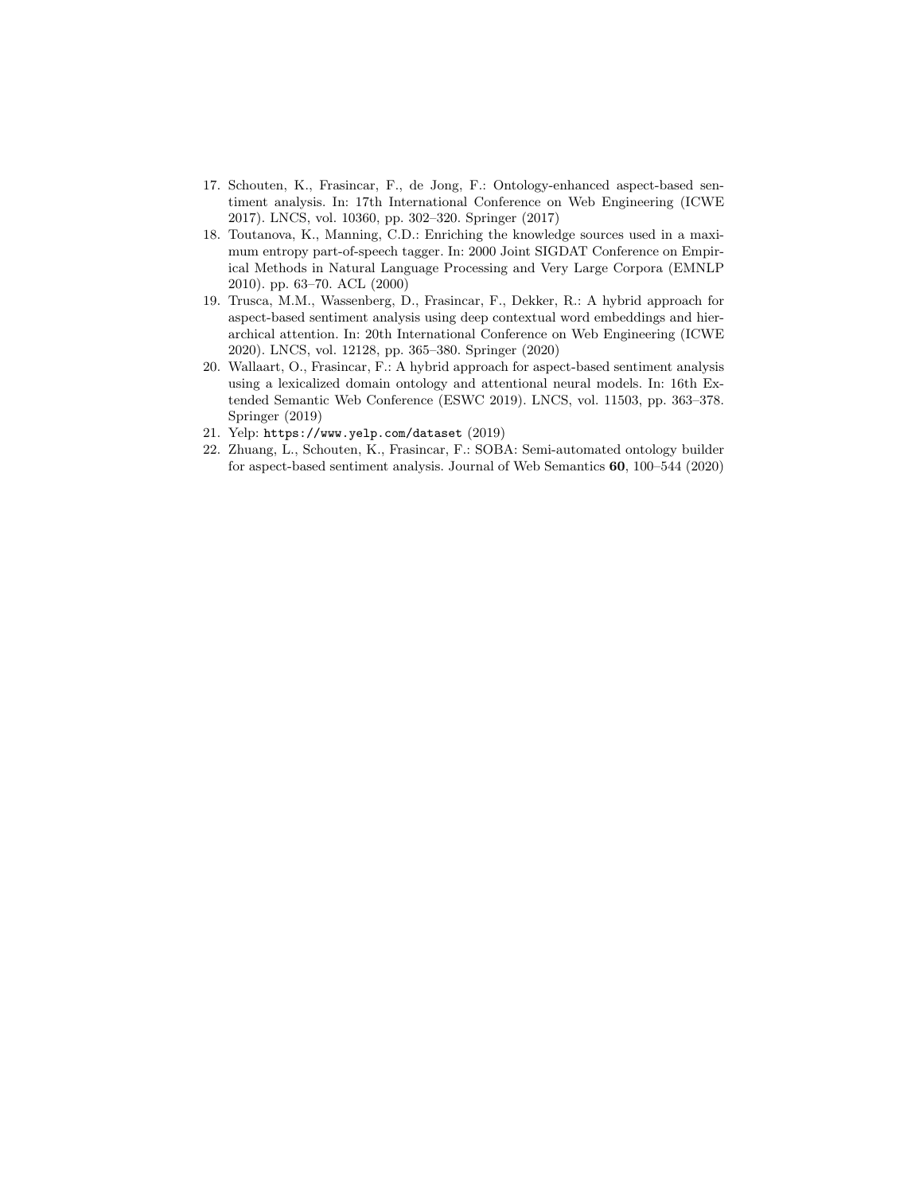17. Schouten, K., Frasincar, F., de Jong, F.: Ontology-enhanced aspect-based sentiment analysis. In: 17th International Conference on Web Engineering (ICWE 2017). LNCS, vol. 10360, pp. 302–320. Springer (2017)
18. Toutanova, K., Manning, C.D.: Enriching the knowledge sources used in a maximum entropy part-of-speech tagger. In: 2000 Joint SIGDAT Conference on Empirical Methods in Natural Language Processing and Very Large Corpora (EMNLP 2010). pp. 63–70. ACL (2000)
19. Trusca, M.M., Wassenberg, D., Frasincar, F., Dekker, R.: A hybrid approach for aspect-based sentiment analysis using deep contextual word embeddings and hierarchical attention. In: 20th International Conference on Web Engineering (ICWE 2020). LNCS, vol. 12128, pp. 365–380. Springer (2020)
20. Wallaart, O., Frasincar, F.: A hybrid approach for aspect-based sentiment analysis using a lexicalized domain ontology and attentional neural models. In: 16th Extended Semantic Web Conference (ESWC 2019). LNCS, vol. 11503, pp. 363–378. Springer (2019)
21. Yelp: `https://www.yelp.com/dataset` (2019)
22. Zhuang, L., Schouten, K., Frasincar, F.: SOBA: Semi-automated ontology builder for aspect-based sentiment analysis. Journal of Web Semantics **60**, 100–544 (2020)